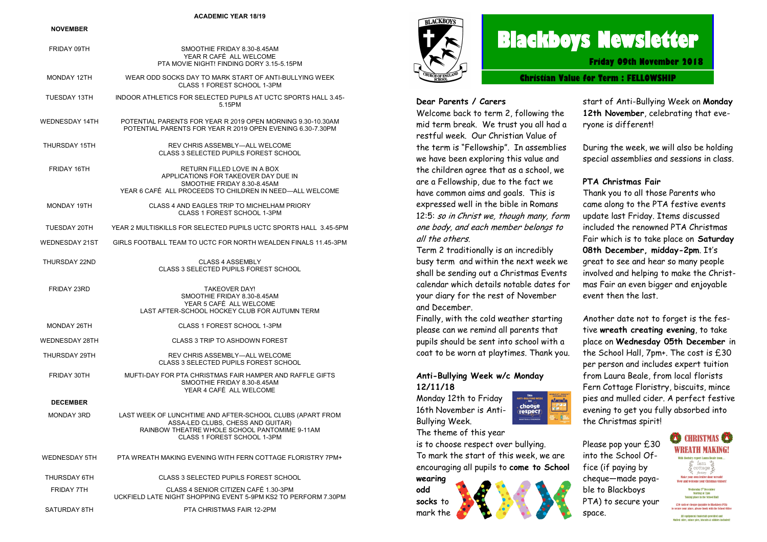# Blackboys Newsletter

**Friday 09th November 2018**

**Christian Value for Term : FELLOWSHIP**

**ACADEMIC YEAR 18/19**

| | |
|---|---|
| **NOVEMBER** | |
| FRIDAY 09TH | SMOOTHIE FRIDAY 8.30-8.45AM<br>YEAR R CAFÉ ALL WELCOME<br>PTA MOVIE NIGHT! FINDING DORY 3.15-5.15PM |
| MONDAY 12TH | WEAR ODD SOCKS DAY TO MARK START OF ANTI-BULLYING WEEK<br>CLASS 1 FOREST SCHOOL 1-3PM |
| TUESDAY 13TH | INDOOR ATHLETICS FOR SELECTED PUPILS AT UCTC SPORTS HALL 3.45-5.15PM |
| WEDNESDAY 14TH | POTENTIAL PARENTS FOR YEAR R 2019 OPEN MORNING 9.30-10.30AM<br>POTENTIAL PARENTS FOR YEAR R 2019 OPEN EVENING 6.30-7.30PM |
| THURSDAY 15TH | REV CHRIS ASSEMBLY—ALL WELCOME<br>CLASS 3 SELECTED PUPILS FOREST SCHOOL |
| FRIDAY 16TH | RETURN FILLED LOVE IN A BOX<br>APPLICATIONS FOR TAKEOVER DAY DUE IN<br>SMOOTHIE FRIDAY 8.30-8.45AM<br>YEAR 6 CAFÉ ALL PROCEEDS TO CHILDREN IN NEED—ALL WELCOME |
| MONDAY 19TH | CLASS 4 AND EAGLES TRIP TO MICHELHAM PRIORY<br>CLASS 1 FOREST SCHOOL 1-3PM |
| TUESDAY 20TH | YEAR 2 MULTISKILLS FOR SELECTED PUPILS UCTC SPORTS HALL 3.45-5PM |
| WEDNESDAY 21ST | GIRLS FOOTBALL TEAM TO UCTC FOR NORTH WEALDEN FINALS 11.45-3PM |
| THURSDAY 22ND | CLASS 4 ASSEMBLY<br>CLASS 3 SELECTED PUPILS FOREST SCHOOL |
| FRIDAY 23RD | TAKEOVER DAY!<br>SMOOTHIE FRIDAY 8.30-8.45AM<br>YEAR 5 CAFÉ ALL WELCOME<br>LAST AFTER-SCHOOL HOCKEY CLUB FOR AUTUMN TERM |
| MONDAY 26TH | CLASS 1 FOREST SCHOOL 1-3PM |
| WEDNESDAY 28TH | CLASS 3 TRIP TO ASHDOWN FOREST |
| THURSDAY 29TH | REV CHRIS ASSEMBLY—ALL WELCOME<br>CLASS 3 SELECTED PUPILS FOREST SCHOOL |
| FRIDAY 30TH | MUFTI-DAY FOR PTA CHRISTMAS FAIR HAMPER AND RAFFLE GIFTS<br>SMOOTHIE FRIDAY 8.30-8.45AM<br>YEAR 4 CAFÉ ALL WELCOME |
| **DECEMBER** | |
| MONDAY 3RD | LAST WEEK OF LUNCHTIME AND AFTER-SCHOOL CLUBS (APART FROM ASSA-LED CLUBS, CHESS AND GUITAR)<br>RAINBOW THEATRE WHOLE SCHOOL PANTOMIME 9-11AM<br>CLASS 1 FOREST SCHOOL 1-3PM |
| WEDNESDAY 5TH | PTA WREATH MAKING EVENING WITH FERN COTTAGE FLORISTRY 7PM+ |
| THURSDAY 6TH | CLASS 3 SELECTED PUPILS FOREST SCHOOL |
| FRIDAY 7TH | CLASS 4 SENIOR CITIZEN CAFÉ 1.30-3PM<br>UCKFIELD LATE NIGHT SHOPPING EVENT 5-9PM KS2 TO PERFORM 7.30PM |
| SATURDAY 8TH | PTA CHRISTMAS FAIR 12-2PM |

**Dear Parents / Carers**

Welcome back to term 2, following the mid term break. We trust you all had a restful week. Our Christian Value of the term is "Fellowship". In assemblies we have been exploring this value and the children agree that as a school, we are a Fellowship, due to the fact we have common aims and goals. This is expressed well in the bible in Romans 12:5: *so in Christ we, though many, form one body, and each member belongs to all the others.*

Term 2 traditionally is an incredibly busy term and within the next week we shall be sending out a Christmas Events calendar which details notable dates for your diary for the rest of November and December.

Finally, with the cold weather starting please can we remind all parents that pupils should be sent into school with a coat to be worn at playtimes. Thank you.

### Anti-Bullying Week w/c Monday 12/11/18

Monday 12th to Friday 16th November is Anti-Bullying Week.

The theme of this year is to choose respect over bullying.

To mark the start of this week, we are encouraging all pupils to **come to School wearing odd socks** to mark the start of Anti-Bullying Week on **Monday 12th November**, celebrating that everyone is different!

During the week, we will also be holding special assemblies and sessions in class.

### PTA Christmas Fair

Thank you to all those Parents who came along to the PTA festive events update last Friday. Items discussed included the renowned PTA Christmas Fair which is to take place on **Saturday 08th December, midday-2pm**. It's great to see and hear so many people involved and helping to make the Christmas Fair an even bigger and enjoyable event then the last.

Another date not to forget is the festive **wreath creating evening**, to take place on **Wednesday 05th December** in the School Hall, 7pm+. The cost is £30 per person and includes expert tuition from Laura Beale, from local florists Fern Cottage Floristry, biscuits, mince pies and mulled cider. A perfect festive evening to get you fully absorbed into the Christmas spirit!

Please pop your £30 into the School Office (if paying by cheque—made payable to Blackboys PTA) to secure your space.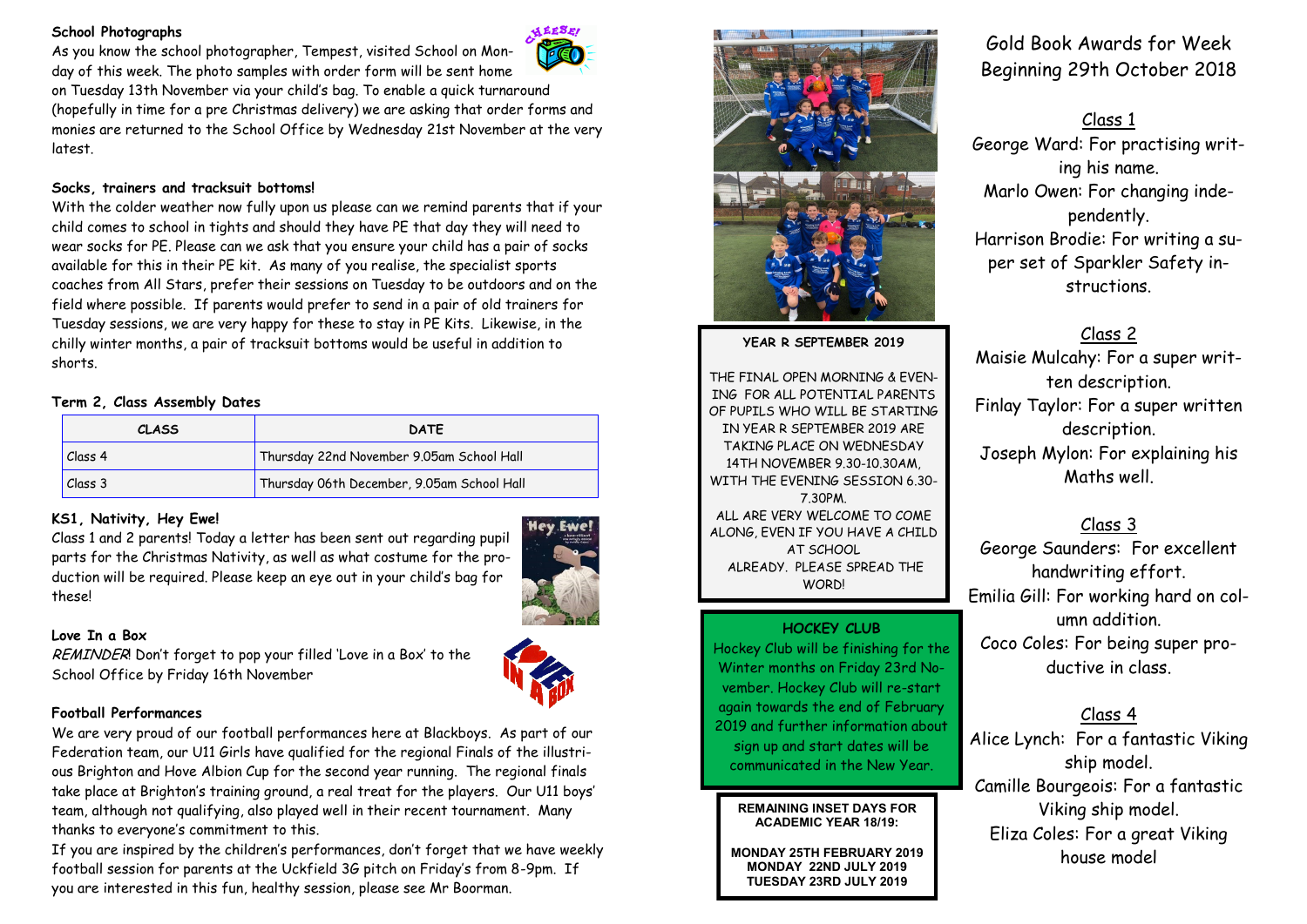**School Photographs**

As you know the school photographer, Tempest, visited School on Monday of this week. The photo samples with order form will be sent home on Tuesday 13th November via your child's bag. To enable a quick turnaround (hopefully in time for a pre Christmas delivery) we are asking that order forms and monies are returned to the School Office by Wednesday 21st November at the very latest.

**Socks, trainers and tracksuit bottoms!**

With the colder weather now fully upon us please can we remind parents that if your child comes to school in tights and should they have PE that day they will need to wear socks for PE. Please can we ask that you ensure your child has a pair of socks available for this in their PE kit. As many of you realise, the specialist sports coaches from All Stars, prefer their sessions on Tuesday to be outdoors and on the field where possible. If parents would prefer to send in a pair of old trainers for Tuesday sessions, we are very happy for these to stay in PE Kits. Likewise, in the chilly winter months, a pair of tracksuit bottoms would be useful in addition to shorts.

**Term 2, Class Assembly Dates**

| CLASS | DATE |
|---|---|
| Class 4 | Thursday 22nd November 9.05am School Hall |
| Class 3 | Thursday 06th December, 9.05am School Hall |

**KS1, Nativity, Hey Ewe!**

Class 1 and 2 parents! Today a letter has been sent out regarding pupil parts for the Christmas Nativity, as well as what costume for the production will be required. Please keep an eye out in your child's bag for these!

**Love In a Box**

*REMINDER*! Don't forget to pop your filled 'Love in a Box' to the School Office by Friday 16th November

**Football Performances**

We are very proud of our football performances here at Blackboys. As part of our Federation team, our U11 Girls have qualified for the regional Finals of the illustrious Brighton and Hove Albion Cup for the second year running. The regional finals take place at Brighton's training ground, a real treat for the players. Our U11 boys' team, although not qualifying, also played well in their recent tournament. Many thanks to everyone's commitment to this.

If you are inspired by the children's performances, don't forget that we have weekly football session for parents at the Uckfield 3G pitch on Friday's from 8-9pm. If you are interested in this fun, healthy session, please see Mr Boorman.

**YEAR R SEPTEMBER 2019**

THE FINAL OPEN MORNING & EVENING FOR ALL POTENTIAL PARENTS OF PUPILS WHO WILL BE STARTING IN YEAR R SEPTEMBER 2019 ARE TAKING PLACE ON WEDNESDAY 14TH NOVEMBER 9.30-10.30AM, WITH THE EVENING SESSION 6.30-7.30PM.
ALL ARE VERY WELCOME TO COME ALONG, EVEN IF YOU HAVE A CHILD AT SCHOOL ALREADY. PLEASE SPREAD THE WORD!

**HOCKEY CLUB**

Hockey Club will be finishing for the Winter months on Friday 23rd November. Hockey Club will re-start again towards the end of February 2019 and further information about sign up and start dates will be communicated in the New Year.

**REMAINING INSET DAYS FOR ACADEMIC YEAR 18/19:**

**MONDAY 25TH FEBRUARY 2019**
**MONDAY 22ND JULY 2019**
**TUESDAY 23RD JULY 2019**

## Gold Book Awards for Week Beginning 29th October 2018

### Class 1

George Ward: For practising writing his name.
Marlo Owen: For changing independently.
Harrison Brodie: For writing a super set of Sparkler Safety instructions.

### Class 2

Maisie Mulcahy: For a super written description.
Finlay Taylor: For a super written description.
Joseph Mylon: For explaining his Maths well.

### Class 3

George Saunders: For excellent handwriting effort.
Emilia Gill: For working hard on column addition.
Coco Coles: For being super productive in class.

### Class 4

Alice Lynch: For a fantastic Viking ship model.
Camille Bourgeois: For a fantastic Viking ship model.
Eliza Coles: For a great Viking house model